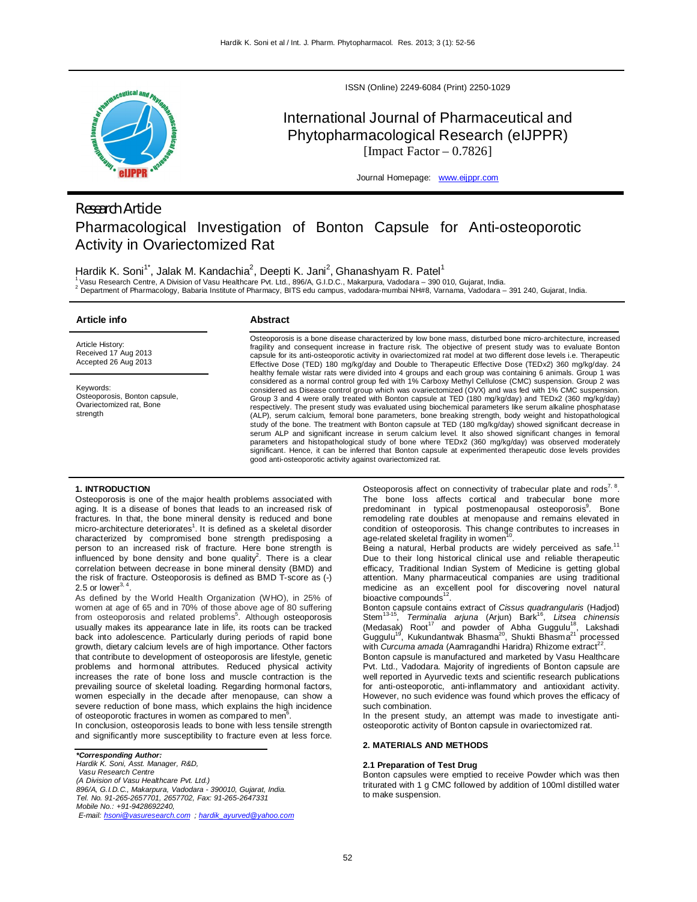ISSN (Online) 2249-6084 (Print) 2250-1029

# International Journal of Pharmaceutical and Phytopharmacological Research (eIJPPR)

[Impact Factor – 0.7826]

Journal Homepage: www.eijppr.com

Research Article

# Pharmacological Investigation of Bonton Capsule for Anti-osteoporotic Activity in Ovariectomized Rat

Hardik K. Soni[1*], Jalak M. Kandachia[2], Deepti K. Jani[2], Ghanashyam R. Patel[1]

[1] Vasu Research Centre, A Division of Vasu Healthcare Pvt. Ltd., 896/A, G.I.D.C., Makarpura, Vadodara – 390 010, Gujarat, India.
[2] Department of Pharmacology, Babaria Institute of Pharmacy, BITS edu campus, vadodara-mumbai NH#8, Varnama, Vadodara – 391 240, Gujarat, India.

## Article info

Article History:
Received 17 Aug 2013
Accepted 26 Aug 2013

Keywords:
Osteoporosis, Bonton capsule, Ovariectomized rat, Bone strength

## Abstract

Osteoporosis is a bone disease characterized by low bone mass, disturbed bone micro-architecture, increased fragility and consequent increase in fracture risk. The objective of present study was to evaluate Bonton capsule for its anti-osteoporotic activity in ovariectomized rat model at two different dose levels i.e. Therapeutic Effective Dose (TED) 180 mg/kg/day and Double to Therapeutic Effective Dose (TEDx2) 360 mg/kg/day. 24 healthy female wistar rats were divided into 4 groups and each group was containing 6 animals. Group 1 was considered as a normal control group fed with 1% Carboxy Methyl Cellulose (CMC) suspension. Group 2 was considered as Disease control group which was ovariectomized (OVX) and was fed with 1% CMC suspension. Group 3 and 4 were orally treated with Bonton capsule at TED (180 mg/kg/day) and TEDx2 (360 mg/kg/day) respectively. The present study was evaluated using biochemical parameters like serum alkaline phosphatase (ALP), serum calcium, femoral bone parameters, bone breaking strength, body weight and histopathological study of the bone. The treatment with Bonton capsule at TED (180 mg/kg/day) showed significant decrease in serum ALP and significant increase in serum calcium level. It also showed significant changes in femoral parameters and histopathological study of bone where TEDx2 (360 mg/kg/day) was observed moderately significant. Hence, it can be inferred that Bonton capsule at experimented therapeutic dose levels provides good anti-osteoporotic activity against ovariectomized rat.

## 1. INTRODUCTION

Osteoporosis is one of the major health problems associated with aging. It is a disease of bones that leads to an increased risk of fractures. In that, the bone mineral density is reduced and bone micro-architecture deteriorates[1]. It is defined as a skeletal disorder characterized by compromised bone strength predisposing a person to an increased risk of fracture. Here bone strength is influenced by bone density and bone quality[2]. There is a clear correlation between decrease in bone mineral density (BMD) and the risk of fracture. Osteoporosis is defined as BMD T-score as (-) 2.5 or lower[3, 4].

As defined by the World Health Organization (WHO), in 25% of women at age of 65 and in 70% of those above age of 80 suffering from osteoporosis and related problems[5]. Although osteoporosis usually makes its appearance late in life, its roots can be tracked back into adolescence. Particularly during periods of rapid bone growth, dietary calcium levels are of high importance. Other factors that contribute to development of osteoporosis are lifestyle, genetic problems and hormonal attributes. Reduced physical activity increases the rate of bone loss and muscle contraction is the prevailing source of skeletal loading. Regarding hormonal factors, women especially in the decade after menopause, can show a severe reduction of bone mass, which explains the high incidence of osteoporotic fractures in women as compared to men[6].

In conclusion, osteoporosis leads to bone with less tensile strength and significantly more susceptibility to fracture even at less force. Osteoporosis affect on connectivity of trabecular plate and rods[7, 8]. The bone loss affects cortical and trabecular bone more predominant in typical postmenopausal osteoporosis[9]. Bone remodeling rate doubles at menopause and remains elevated in condition of osteoporosis. This change contributes to increases in age-related skeletal fragility in women[10].

Being a natural, Herbal products are widely perceived as safe.[11] Due to their long historical clinical use and reliable therapeutic efficacy, Traditional Indian System of Medicine is getting global attention. Many pharmaceutical companies are using traditional medicine as an excellent pool for discovering novel natural bioactive compounds[12].

Bonton capsule contains extract of *Cissus quadrangularis* (Hadjod) Stem[13-15], *Terminalia arjuna* (Arjun) Bark[16], *Litsea chinensis* (Medasak) Root[17] and powder of Abha Guggulu[18], Lakshadi Guggulu[19], Kukundantwak Bhasma[20], Shukti Bhasma[21] processed with *Curcuma amada* (Aamragandhi Haridra) Rhizome extract[22].

Bonton capsule is manufactured and marketed by Vasu Healthcare Pvt. Ltd., Vadodara. Majority of ingredients of Bonton capsule are well reported in Ayurvedic texts and scientific research publications for anti-osteoporotic, anti-inflammatory and antioxidant activity. However, no such evidence was found which proves the efficacy of such combination.

In the present study, an attempt was made to investigate anti-osteoporotic activity of Bonton capsule in ovariectomized rat.

## 2. MATERIALS AND METHODS

### 2.1 Preparation of Test Drug

Bonton capsules were emptied to receive Powder which was then triturated with 1 g CMC followed by addition of 100ml distilled water to make suspension.

*\*Corresponding Author:*
*Hardik K. Soni, Asst. Manager, R&D,*
*Vasu Research Centre*
*(A Division of Vasu Healthcare Pvt. Ltd.)*
*896/A, G.I.D.C., Makarpura, Vadodara - 390010, Gujarat, India.*
*Tel. No. 91-265-2657701, 2657702, Fax: 91-265-2647331*
*Mobile No.: +91-9428692240,*
*E-mail: hsoni@vasuresearch.com ; hardik_ayurved@yahoo.com*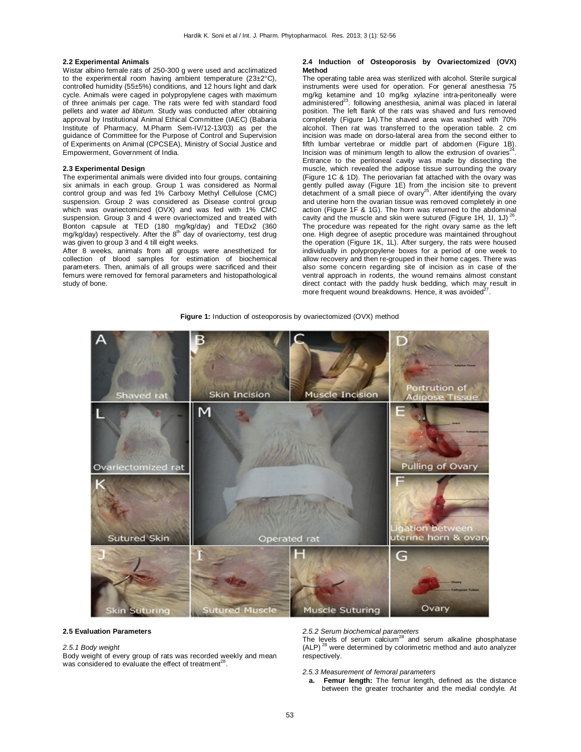### 2.2 Experimental Animals

Wistar albino female rats of 250-300 g were used and acclimatized to the experimental room having ambient temperature (23±2°C), controlled humidity (55±5%) conditions, and 12 hours light and dark cycle. Animals were caged in polypropylene cages with maximum of three animals per cage. The rats were fed with standard food pellets and water *ad libitum*. Study was conducted after obtaining approval by Institutional Animal Ethical Committee (IAEC) (Babaria Institute of Pharmacy, M.Pharm Sem-IV/12-13/03) as per the guidance of Committee for the Purpose of Control and Supervision of Experiments on Animal (CPCSEA), Ministry of Social Justice and Empowerment, Government of India.

### 2.3 Experimental Design

The experimental animals were divided into four groups, containing six animals in each group. Group 1 was considered as Normal control group and was fed 1% Carboxy Methyl Cellulose (CMC) suspension. Group 2 was considered as Disease control group which was ovariectomized (OVX) and was fed with 1% CMC suspension. Group 3 and 4 were ovariectomized and treated with Bonton capsule at TED (180 mg/kg/day) and TEDx2 (360 mg/kg/day) respectively. After the 8th day of ovariectomy, test drug was given to group 3 and 4 till eight weeks.

After 8 weeks, animals from all groups were anesthetized for collection of blood samples for estimation of biochemical parameters. Then, animals of all groups were sacrificed and their femurs were removed for femoral parameters and histopathological study of bone.

### 2.4 Induction of Osteoporosis by Ovariectomized (OVX) Method

The operating table area was sterilized with alcohol. Sterile surgical instruments were used for operation. For general anesthesia 75 mg/kg ketamine and 10 mg/kg xylazine intra-peritoneally were administered[23]. following anesthesia, animal was placed in lateral position. The left flank of the rats was shaved and furs removed completely (Figure 1A).The shaved area was washed with 70% alcohol. Then rat was transferred to the operation table. 2 cm incision was made on dorso-lateral area from the second either to fifth lumbar vertebrae or middle part of abdomen (Figure 1B). Incision was of minimum length to allow the extrusion of ovaries[24]. Entrance to the peritoneal cavity was made by dissecting the muscle, which revealed the adipose tissue surrounding the ovary (Figure 1C & 1D). The periovarian fat attached with the ovary was gently pulled away (Figure 1E) from the incision site to prevent detachment of a small piece of ovary[25]. After identifying the ovary and uterine horn the ovarian tissue was removed completely in one action (Figure 1F & 1G). The horn was returned to the abdominal cavity and the muscle and skin were sutured (Figure 1H, 1I, 1J)[26]. The procedure was repeated for the right ovary same as the left one. High degree of aseptic procedure was maintained throughout the operation (Figure 1K, 1L). After surgery, the rats were housed individually in polypropylene boxes for a period of one week to allow recovery and then re-grouped in their home cages. There was also some concern regarding site of incision as in case of the ventral approach in rodents, the wound remains almost constant direct contact with the paddy husk bedding, which may result in more frequent wound breakdowns. Hence, it was avoided[27].

**Figure 1:** Induction of osteoporosis by ovariectomized (OVX) method

### 2.5 Evaluation Parameters

*2.5.1 Body weight*

Body weight of every group of rats was recorded weekly and mean was considered to evaluate the effect of treatment[28].

*2.5.2 Serum biochemical parameters*

The levels of serum calcium[28] and serum alkaline phosphatase (ALP)[28] were determined by colorimetric method and auto analyzer respectively.

*2.5.3 Measurement of femoral parameters*

a. **Femur length:** The femur length, defined as the distance between the greater trochanter and the medial condyle. At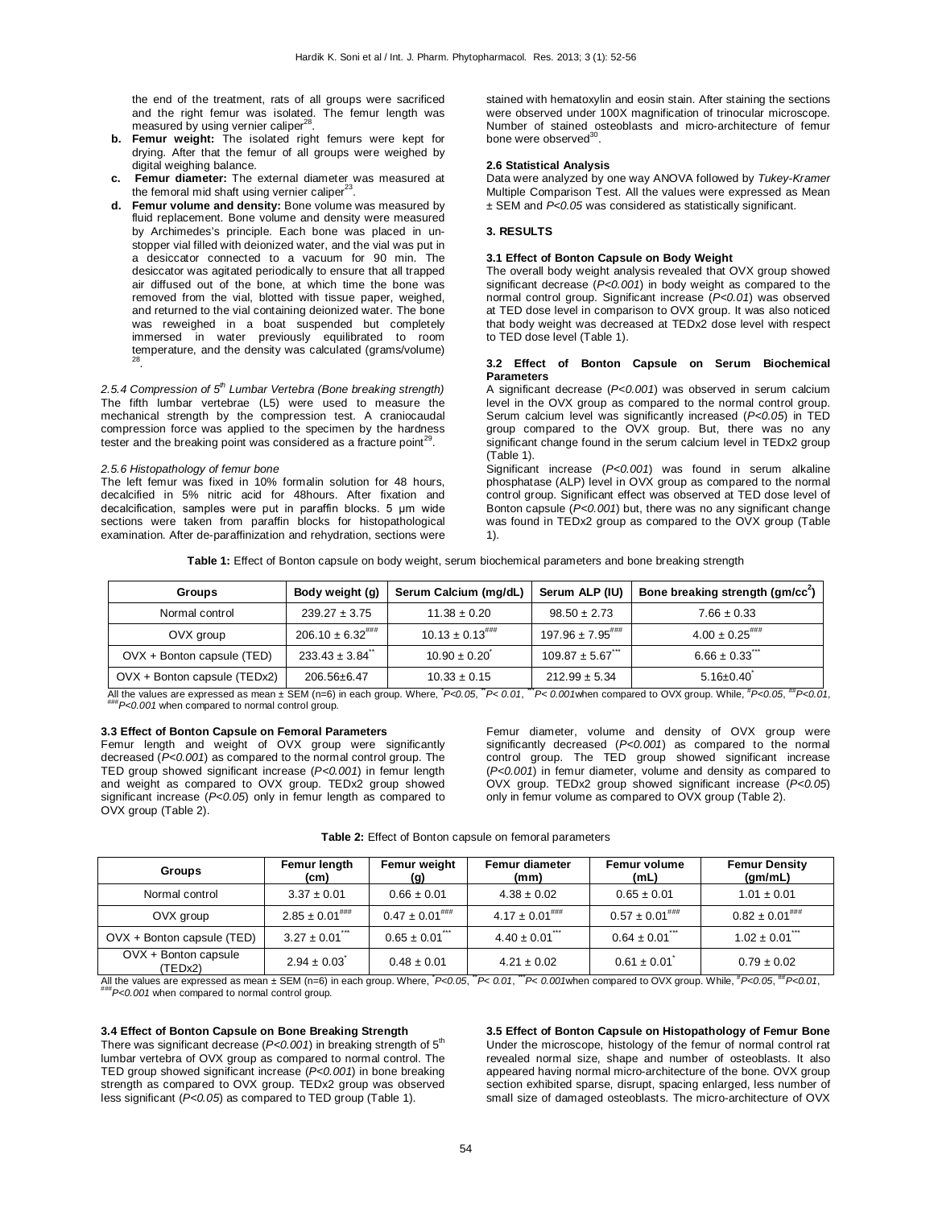the end of the treatment, rats of all groups were sacrificed and the right femur was isolated. The femur length was measured by using vernier caliper[28].

b. **Femur weight:** The isolated right femurs were kept for drying. After that the femur of all groups were weighed by digital weighing balance.
c. **Femur diameter:** The external diameter was measured at the femoral mid shaft using vernier caliper[23].
d. **Femur volume and density:** Bone volume was measured by fluid replacement. Bone volume and density were measured by Archimedes's principle. Each bone was placed in un-stopper vial filled with deionized water, and the vial was put in a desiccator connected to a vacuum for 90 min. The desiccator was agitated periodically to ensure that all trapped air diffused out of the bone, at which time the bone was removed from the vial, blotted with tissue paper, weighed, and returned to the vial containing deionized water. The bone was reweighed in a boat suspended but completely immersed in water previously equilibrated to room temperature, and the density was calculated (grams/volume) [28].

*2.5.4 Compression of 5th Lumbar Vertebra (Bone breaking strength)*

The fifth lumbar vertebrae (L5) were used to measure the mechanical strength by the compression test. A craniocaudal compression force was applied to the specimen by the hardness tester and the breaking point was considered as a fracture point[29].

*2.5.6 Histopathology of femur bone*

The left femur was fixed in 10% formalin solution for 48 hours, decalcified in 5% nitric acid for 48hours. After fixation and decalcification, samples were put in paraffin blocks. 5 µm wide sections were taken from paraffin blocks for histopathological examination. After de-paraffinization and rehydration, sections were stained with hematoxylin and eosin stain. After staining the sections were observed under 100X magnification of trinocular microscope. Number of stained osteoblasts and micro-architecture of femur bone were observed[30].

**2.6 Statistical Analysis**

Data were analyzed by one way ANOVA followed by *Tukey-Kramer* Multiple Comparison Test. All the values were expressed as Mean ± SEM and *P<0.05* was considered as statistically significant.

**3. RESULTS**

**3.1 Effect of Bonton Capsule on Body Weight**

The overall body weight analysis revealed that OVX group showed significant decrease (*P<0.001*) in body weight as compared to the normal control group. Significant increase (*P<0.01*) was observed at TED dose level in comparison to OVX group. It was also noticed that body weight was decreased at TEDx2 dose level with respect to TED dose level (Table 1).

**3.2 Effect of Bonton Capsule on Serum Biochemical Parameters**

A significant decrease (*P<0.001*) was observed in serum calcium level in the OVX group as compared to the normal control group. Serum calcium level was significantly increased (*P<0.05*) in TED group compared to the OVX group. But, there was no any significant change found in the serum calcium level in TEDx2 group (Table 1).

Significant increase (*P<0.001*) was found in serum alkaline phosphatase (ALP) level in OVX group as compared to the normal control group. Significant effect was observed at TED dose level of Bonton capsule (*P<0.001*) but, there was no any significant change was found in TEDx2 group as compared to the OVX group (Table 1).

**Table 1:** Effect of Bonton capsule on body weight, serum biochemical parameters and bone breaking strength

| Groups | Body weight (g) | Serum Calcium (mg/dL) | Serum ALP (IU) | Bone breaking strength (gm/cc$^2$) |
|---|---|---|---|---|
| Normal control | 239.27 ± 3.75 | 11.38 ± 0.20 | 98.50 ± 2.73 | 7.66 ± 0.33 |
| OVX group | 206.10 ± 6.32$^{###}$ | 10.13 ± 0.13$^{###}$ | 197.96 ± 7.95$^{###}$ | 4.00 ± 0.25$^{###}$ |
| OVX + Bonton capsule (TED) | 233.43 ± 3.84$^{**}$ | 10.90 ± 0.20$^{*}$ | 109.87 ± 5.67$^{***}$ | 6.66 ± 0.33$^{***}$ |
| OVX + Bonton capsule (TEDx2) | 206.56±6.47 | 10.33 ± 0.15 | 212.99 ± 5.34 | 5.16±0.40$^{*}$ |

All the values are expressed as mean ± SEM (n=6) in each group. Where, $^{*}$*P<0.05*, $^{**}$*P< 0.01*, $^{***}$*P< 0.001*when compared to OVX group. While, $^{\#}$*P<0.05*, $^{\#\#}$*P<0.01*, $^{\#\#\#}$*P<0.001* when compared to normal control group.

**3.3 Effect of Bonton Capsule on Femoral Parameters**

Femur length and weight of OVX group were significantly decreased (*P<0.001*) as compared to the normal control group. The TED group showed significant increase (*P<0.001*) in femur length and weight as compared to OVX group. TEDx2 group showed significant increase (*P<0.05*) only in femur length as compared to OVX group (Table 2).

Femur diameter, volume and density of OVX group were significantly decreased (*P<0.001*) as compared to the normal control group. The TED group showed significant increase (*P<0.001*) in femur diameter, volume and density as compared to OVX group. TEDx2 group showed significant increase (*P<0.05*) only in femur volume as compared to OVX group (Table 2).

**Table 2:** Effect of Bonton capsule on femoral parameters

| Groups | Femur length (cm) | Femur weight (g) | Femur diameter (mm) | Femur volume (mL) | Femur Density (gm/mL) |
|---|---|---|---|---|---|
| Normal control | 3.37 ± 0.01 | 0.66 ± 0.01 | 4.38 ± 0.02 | 0.65 ± 0.01 | 1.01 ± 0.01 |
| OVX group | 2.85 ± 0.01$^{###}$ | 0.47 ± 0.01$^{###}$ | 4.17 ± 0.01$^{###}$ | 0.57 ± 0.01$^{###}$ | 0.82 ± 0.01$^{###}$ |
| OVX + Bonton capsule (TED) | 3.27 ± 0.01$^{***}$ | 0.65 ± 0.01$^{***}$ | 4.40 ± 0.01$^{***}$ | 0.64 ± 0.01$^{***}$ | 1.02 ± 0.01$^{***}$ |
| OVX + Bonton capsule (TEDx2) | 2.94 ± 0.03$^{*}$ | 0.48 ± 0.01 | 4.21 ± 0.02 | 0.61 ± 0.01$^{*}$ | 0.79 ± 0.02 |

All the values are expressed as mean ± SEM (n=6) in each group. Where, $^{*}$*P<0.05*, $^{**}$*P< 0.01*, $^{***}$*P< 0.001*when compared to OVX group. While, $^{\#}$*P<0.05*, $^{\#\#}$*P<0.01*, $^{\#\#\#}$*P<0.001* when compared to normal control group.

**3.4 Effect of Bonton Capsule on Bone Breaking Strength**

There was significant decrease (*P<0.001*) in breaking strength of 5th lumbar vertebra of OVX group as compared to normal control. The TED group showed significant increase (*P<0.001*) in bone breaking strength as compared to OVX group. TEDx2 group was observed less significant (*P<0.05*) as compared to TED group (Table 1).

**3.5 Effect of Bonton Capsule on Histopathology of Femur Bone**

Under the microscope, histology of the femur of normal control rat revealed normal size, shape and number of osteoblasts. It also appeared having normal micro-architecture of the bone. OVX group section exhibited sparse, disrupt, spacing enlarged, less number of small size of damaged osteoblasts. The micro-architecture of OVX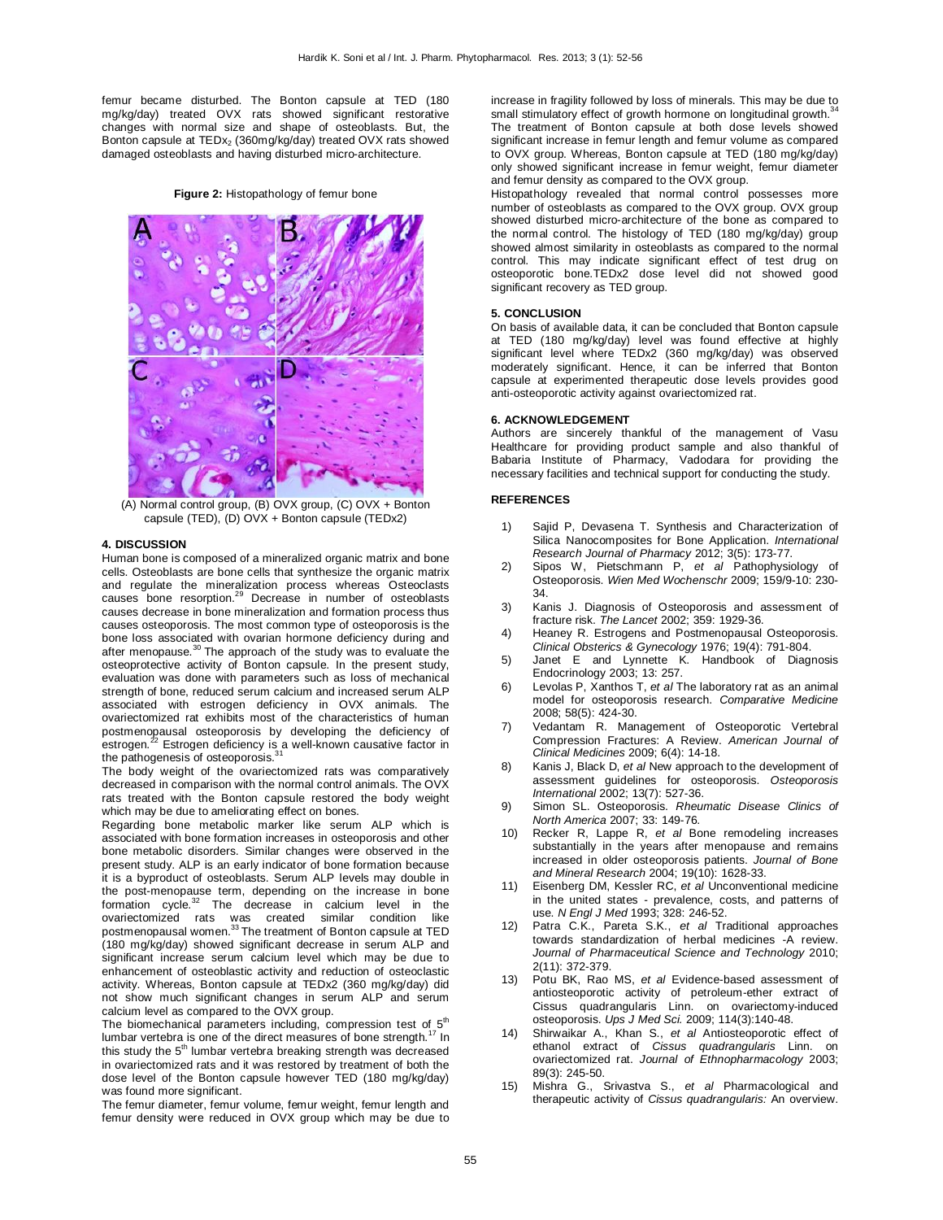femur became disturbed. The Bonton capsule at TED (180 mg/kg/day) treated OVX rats showed significant restorative changes with normal size and shape of osteoblasts. But, the Bonton capsule at $TEDx_2$ (360mg/kg/day) treated OVX rats showed damaged osteoblasts and having disturbed micro-architecture.

**Figure 2:** Histopathology of femur bone

(A) Normal control group, (B) OVX group, (C) OVX + Bonton capsule (TED), (D) OVX + Bonton capsule (TEDx2)

## 4. DISCUSSION

Human bone is composed of a mineralized organic matrix and bone cells. Osteoblasts are bone cells that synthesize the organic matrix and regulate the mineralization process whereas Osteoclasts causes bone resorption.[29] Decrease in number of osteoblasts causes decrease in bone mineralization and formation process thus causes osteoporosis. The most common type of osteoporosis is the bone loss associated with ovarian hormone deficiency during and after menopause.[30] The approach of the study was to evaluate the osteoprotective activity of Bonton capsule. In the present study, evaluation was done with parameters such as loss of mechanical strength of bone, reduced serum calcium and increased serum ALP associated with estrogen deficiency in OVX animals. The ovariectomized rat exhibits most of the characteristics of human postmenopausal osteoporosis by developing the deficiency of estrogen.[22] Estrogen deficiency is a well-known causative factor in the pathogenesis of osteoporosis.[31]

The body weight of the ovariectomized rats was comparatively decreased in comparison with the normal control animals. The OVX rats treated with the Bonton capsule restored the body weight which may be due to ameliorating effect on bones.

Regarding bone metabolic marker like serum ALP which is associated with bone formation increases in osteoporosis and other bone metabolic disorders. Similar changes were observed in the present study. ALP is an early indicator of bone formation because it is a byproduct of osteoblasts. Serum ALP levels may double in the post-menopause term, depending on the increase in bone formation cycle.[32] The decrease in calcium level in the ovariectomized rats was created similar condition like postmenopausal women.[33] The treatment of Bonton capsule at TED (180 mg/kg/day) showed significant decrease in serum ALP and significant increase serum calcium level which may be due to enhancement of osteoblastic activity and reduction of osteoclastic activity. Whereas, Bonton capsule at TEDx2 (360 mg/kg/day) did not show much significant changes in serum ALP and serum calcium level as compared to the OVX group.

The biomechanical parameters including, compression test of $5^{th}$ lumbar vertebra is one of the direct measures of bone strength.[17] In this study the $5^{th}$ lumbar vertebra breaking strength was decreased in ovariectomized rats and it was restored by treatment of both the dose level of the Bonton capsule however TED (180 mg/kg/day) was found more significant.

The femur diameter, femur volume, femur weight, femur length and femur density were reduced in OVX group which may be due to increase in fragility followed by loss of minerals. This may be due to small stimulatory effect of growth hormone on longitudinal growth.[34] The treatment of Bonton capsule at both dose levels showed significant increase in femur length and femur volume as compared to OVX group. Whereas, Bonton capsule at TED (180 mg/kg/day) only showed significant increase in femur weight, femur diameter and femur density as compared to the OVX group.

Histopathology revealed that normal control possesses more number of osteoblasts as compared to the OVX group. OVX group showed disturbed micro-architecture of the bone as compared to the normal control. The histology of TED (180 mg/kg/day) group showed almost similarity in osteoblasts as compared to the normal control. This may indicate significant effect of test drug on osteoporotic bone.TEDx2 dose level did not showed good significant recovery as TED group.

## 5. CONCLUSION

On basis of available data, it can be concluded that Bonton capsule at TED (180 mg/kg/day) level was found effective at highly significant level where TEDx2 (360 mg/kg/day) was observed moderately significant. Hence, it can be inferred that Bonton capsule at experimented therapeutic dose levels provides good anti-osteoporotic activity against ovariectomized rat.

## 6. ACKNOWLEDGEMENT

Authors are sincerely thankful of the management of Vasu Healthcare for providing product sample and also thankful of Babaria Institute of Pharmacy, Vadodara for providing the necessary facilities and technical support for conducting the study.

## REFERENCES

1) Sajid P, Devasena T. Synthesis and Characterization of Silica Nanocomposites for Bone Application. *International Research Journal of Pharmacy* 2012; 3(5): 173-77.
2) Sipos W, Pietschmann P, *et al* Pathophysiology of Osteoporosis. *Wien Med Wochenschr* 2009; 159/9-10: 230-34.
3) Kanis J. Diagnosis of Osteoporosis and assessment of fracture risk. *The Lancet* 2002; 359: 1929-36.
4) Heaney R. Estrogens and Postmenopausal Osteoporosis. *Clinical Obsterics & Gynecology* 1976; 19(4): 791-804.
5) Janet E and Lynnette K. Handbook of Diagnosis Endocrinology 2003; 13: 257.
6) Levolas P, Xanthos T, *et al* The laboratory rat as an animal model for osteoporosis research. *Comparative Medicine* 2008; 58(5): 424-30.
7) Vedantam R. Management of Osteoporotic Vertebral Compression Fractures: A Review. *American Journal of Clinical Medicines* 2009; 6(4): 14-18.
8) Kanis J, Black D, *et al* New approach to the development of assessment guidelines for osteoporosis. *Osteoporosis International* 2002; 13(7): 527-36.
9) Simon SL. Osteoporosis. *Rheumatic Disease Clinics of North America* 2007; 33: 149-76.
10) Recker R, Lappe R, *et al* Bone remodeling increases substantially in the years after menopause and remains increased in older osteoporosis patients. *Journal of Bone and Mineral Research* 2004; 19(10): 1628-33.
11) Eisenberg DM, Kessler RC, *et al* Unconventional medicine in the united states - prevalence, costs, and patterns of use. *N Engl J Med* 1993; 328: 246-52.
12) Patra C.K., Pareta S.K., *et al* Traditional approaches towards standardization of herbal medicines -A review. *Journal of Pharmaceutical Science and Technology* 2010; 2(11): 372-379.
13) Potu BK, Rao MS, *et al* Evidence-based assessment of antiosteoporotic activity of petroleum-ether extract of Cissus quadrangularis Linn. on ovariectomy-induced osteoporosis. *Ups J Med Sci.* 2009; 114(3):140-48.
14) Shirwaikar A., Khan S., *et al* Antiosteoporotic effect of ethanol extract of *Cissus quadrangularis* Linn. on ovariectomized rat. *Journal of Ethnopharmacology* 2003; 89(3): 245-50.
15) Mishra G., Srivastva S., *et al* Pharmacological and therapeutic activity of *Cissus quadrangularis:* An overview.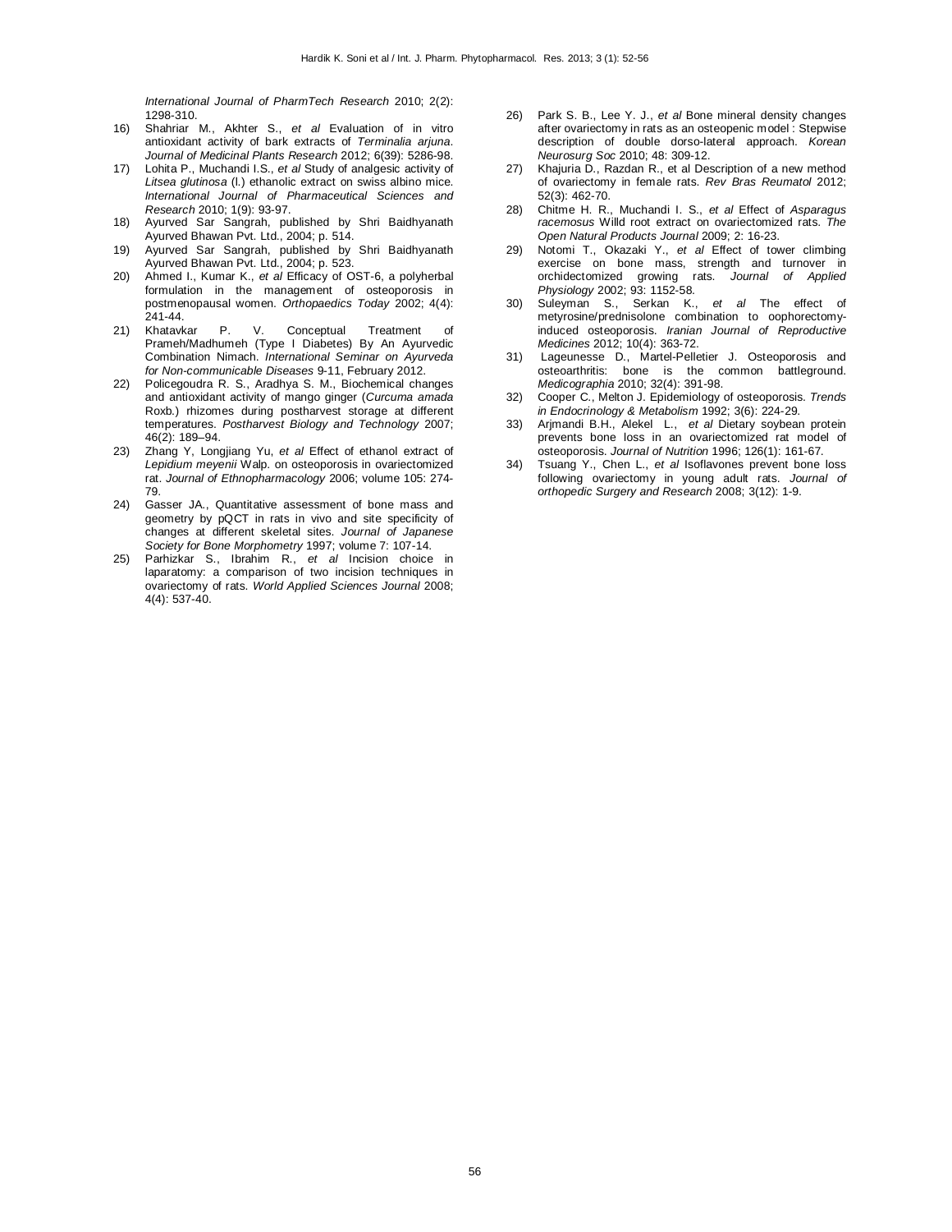*International Journal of PharmTech Research* 2010; 2(2): 1298-310.

16) Shahriar M., Akhter S., *et al* Evaluation of in vitro antioxidant activity of bark extracts of *Terminalia arjuna*. *Journal of Medicinal Plants Research* 2012; 6(39): 5286-98.
17) Lohita P., Muchandi I.S., *et al* Study of analgesic activity of *Litsea glutinosa* (l.) ethanolic extract on swiss albino mice. *International Journal of Pharmaceutical Sciences and Research* 2010; 1(9): 93-97.
18) Ayurved Sar Sangrah, published by Shri Baidhyanath Ayurved Bhawan Pvt. Ltd., 2004; p. 514.
19) Ayurved Sar Sangrah, published by Shri Baidhyanath Ayurved Bhawan Pvt. Ltd., 2004; p. 523.
20) Ahmed I., Kumar K., *et al* Efficacy of OST-6, a polyherbal formulation in the management of osteoporosis in postmenopausal women. *Orthopaedics Today* 2002; 4(4): 241-44.
21) Khatavkar P. V. Conceptual Treatment of Prameh/Madhumeh (Type I Diabetes) By An Ayurvedic Combination Nimach. *International Seminar on Ayurveda for Non-communicable Diseases* 9-11, February 2012.
22) Policegoudra R. S., Aradhya S. M., Biochemical changes and antioxidant activity of mango ginger (*Curcuma amada* Roxb.) rhizomes during postharvest storage at different temperatures. *Postharvest Biology and Technology* 2007; 46(2): 189–94.
23) Zhang Y, Longjiang Yu, *et al* Effect of ethanol extract of *Lepidium meyenii* Walp. on osteoporosis in ovariectomized rat. *Journal of Ethnopharmacology* 2006; volume 105: 274-79.
24) Gasser JA., Quantitative assessment of bone mass and geometry by pQCT in rats in vivo and site specificity of changes at different skeletal sites. *Journal of Japanese Society for Bone Morphometry* 1997; volume 7: 107-14.
25) Parhizkar S., Ibrahim R., *et al* Incision choice in laparatomy: a comparison of two incision techniques in ovariectomy of rats. *World Applied Sciences Journal* 2008; 4(4): 537-40.
26) Park S. B., Lee Y. J., *et al* Bone mineral density changes after ovariectomy in rats as an osteopenic model : Stepwise description of double dorso-lateral approach. *Korean Neurosurg Soc* 2010; 48: 309-12.
27) Khajuria D., Razdan R., et al Description of a new method of ovariectomy in female rats. *Rev Bras Reumatol* 2012; 52(3): 462-70.
28) Chitme H. R., Muchandi I. S., *et al* Effect of *Asparagus racemosus* Willd root extract on ovariectomized rats. *The Open Natural Products Journal* 2009; 2: 16-23.
29) Notomi T., Okazaki Y., *et al* Effect of tower climbing exercise on bone mass, strength and turnover in orchidectomized growing rats. *Journal of Applied Physiology* 2002; 93: 1152-58.
30) Suleyman S., Serkan K., *et al* The effect of metyrosine/prednisolone combination to oophorectomy-induced osteoporosis. *Iranian Journal of Reproductive Medicines* 2012; 10(4): 363-72.
31) Lageunesse D., Martel-Pelletier J. Osteoporosis and osteoarthritis: bone is the common battleground. *Medicographia* 2010; 32(4): 391-98.
32) Cooper C., Melton J. Epidemiology of osteoporosis. *Trends in Endocrinology & Metabolism* 1992; 3(6): 224-29.
33) Arjmandi B.H., Alekel L., *et al* Dietary soybean protein prevents bone loss in an ovariectomized rat model of osteoporosis. *Journal of Nutrition* 1996; 126(1): 161-67.
34) Tsuang Y., Chen L., *et al* Isoflavones prevent bone loss following ovariectomy in young adult rats. *Journal of orthopedic Surgery and Research* 2008; 3(12): 1-9.